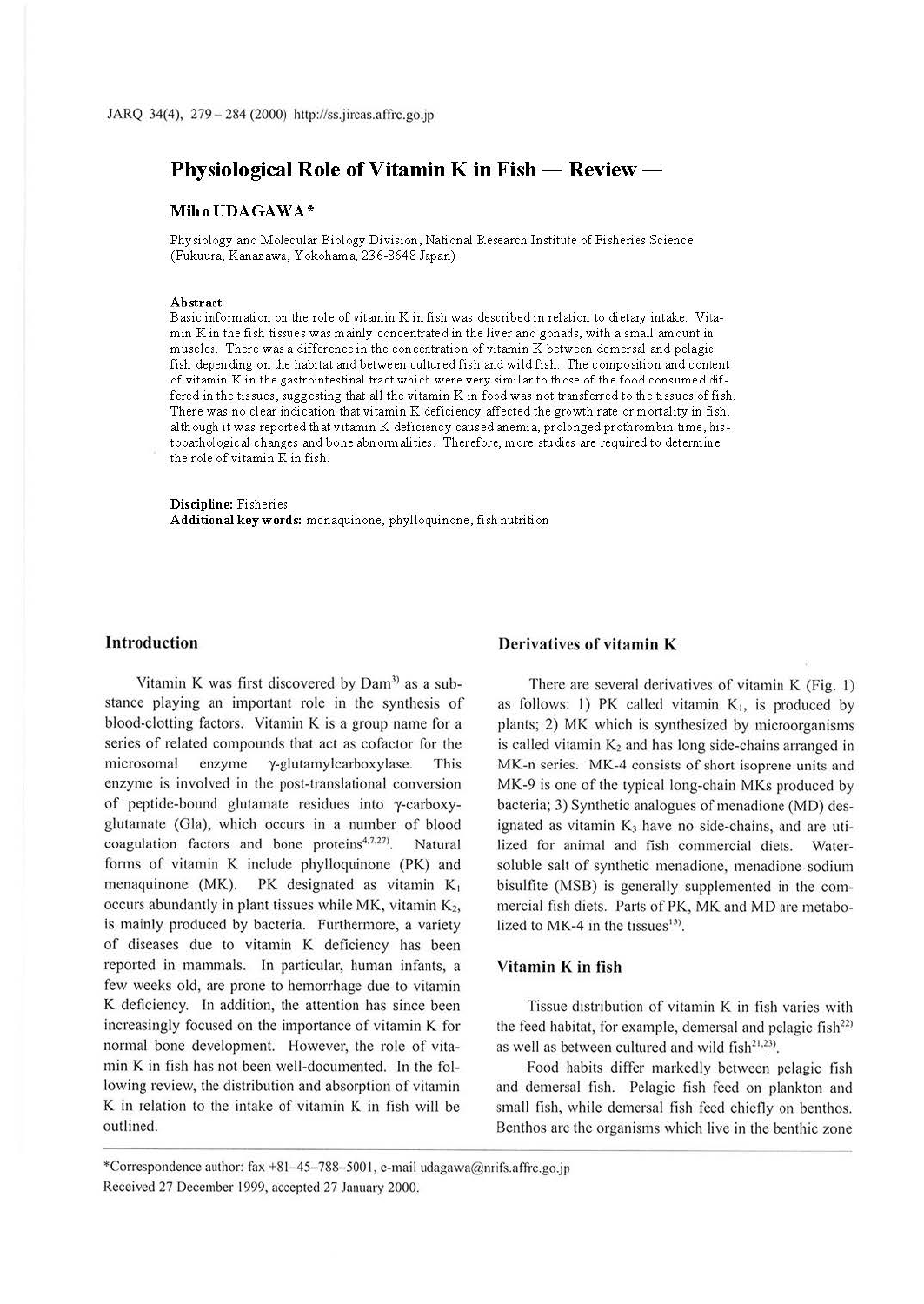# Physiological Role of Vitamin K in Fish — Review —

**Miho UDAGAWA***

Physiology and Molecular Biology Division, National Research Institute of Fisheries Science (Fukuura, Kanazawa, Yokohama, 236-8648 Japan)

**Abstract**

Basic information on the role of vitamin K in fish was described in relation to dietary intake. Vitamin K in the fish tissues was mainly concentrated in the liver and gonads, with a small amount in muscles. There was a difference in the concentration of vitamin K between demersal and pelagic fish depending on the habitat and between cultured fish and wild fish. The composition and content of vitamin K in the gastrointestinal tract which were very similar to those of the food consumed differed in the tissues, suggesting that all the vitamin K in food was not transferred to the tissues of fish. There was no clear indication that vitamin K deficiency affected the growth rate or mortality in fish, although it was reported that vitamin K deficiency caused anemia, prolonged prothrombin time, histopathological changes and bone abnormalities. Therefore, more studies are required to determine the role of vitamin K in fish.

**Discipline:** Fisheries
**Additional key words:** menaquinone, phylloquinone, fish nutrition

## Introduction

Vitamin K was first discovered by Dam[3] as a substance playing an important role in the synthesis of blood-clotting factors. Vitamin K is a group name for a series of related compounds that act as cofactor for the microsomal enzyme γ-glutamylcarboxylase. This enzyme is involved in the post-translational conversion of peptide-bound glutamate residues into γ-carboxyglutamate (Gla), which occurs in a number of blood coagulation factors and bone proteins[4,7,27]. Natural forms of vitamin K include phylloquinone (PK) and menaquinone (MK). PK designated as vitamin $K_1$ occurs abundantly in plant tissues while MK, vitamin $K_2$, is mainly produced by bacteria. Furthermore, a variety of diseases due to vitamin K deficiency has been reported in mammals. In particular, human infants, a few weeks old, are prone to hemorrhage due to vitamin K deficiency. In addition, the attention has since been increasingly focused on the importance of vitamin K for normal bone development. However, the role of vitamin K in fish has not been well-documented. In the following review, the distribution and absorption of vitamin K in relation to the intake of vitamin K in fish will be outlined.

## Derivatives of vitamin K

There are several derivatives of vitamin K (Fig. 1) as follows: 1) PK called vitamin $K_1$, is produced by plants; 2) MK which is synthesized by microorganisms is called vitamin $K_2$ and has long side-chains arranged in MK-n series. MK-4 consists of short isoprene units and MK-9 is one of the typical long-chain MKs produced by bacteria; 3) Synthetic analogues of menadione (MD) designated as vitamin $K_3$ have no side-chains, and are utilized for animal and fish commercial diets. Water-soluble salt of synthetic menadione, menadione sodium bisulfite (MSB) is generally supplemented in the commercial fish diets. Parts of PK, MK and MD are metabolized to MK-4 in the tissues[13].

## Vitamin K in fish

Tissue distribution of vitamin K in fish varies with the feed habitat, for example, demersal and pelagic fish[22] as well as between cultured and wild fish[21,23].

Food habits differ markedly between pelagic fish and demersal fish. Pelagic fish feed on plankton and small fish, while demersal fish feed chiefly on benthos. Benthos are the organisms which live in the benthic zone

*Correspondence author: fax +81-45-788-5001, e-mail udagawa@nrifs.affrc.go.jp
Received 27 December 1999, accepted 27 January 2000.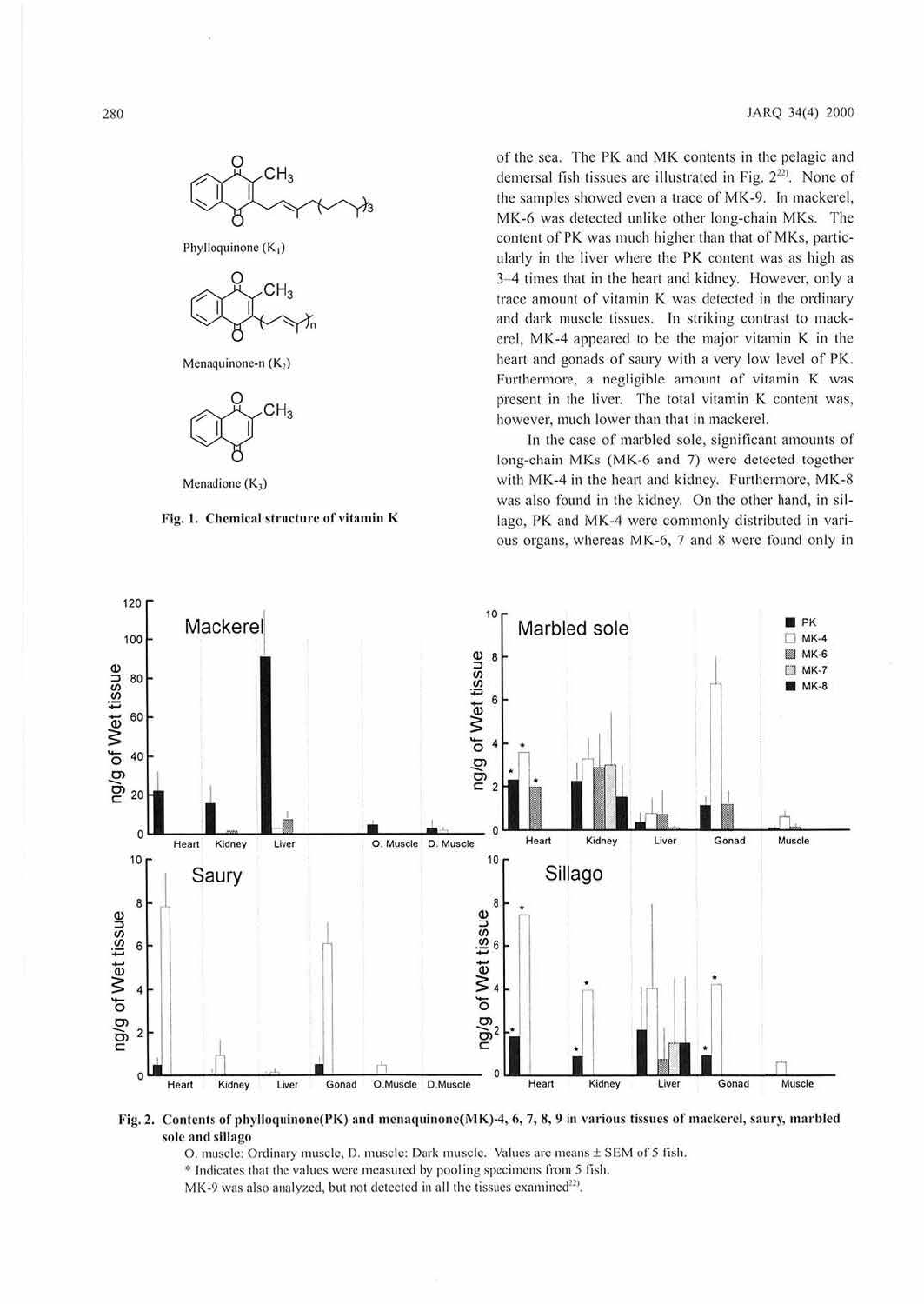Phylloquinone ($K_1$)

Menaquinone-n ($K_2$)

Menadione ($K_3$)

**Fig. 1. Chemical structure of vitamin K**

of the sea. The PK and MK contents in the pelagic and demersal fish tissues are illustrated in Fig. 2[22]. None of the samples showed even a trace of MK-9. In mackerel, MK-6 was detected unlike other long-chain MKs. The content of PK was much higher than that of MKs, particularly in the liver where the PK content was as high as 3–4 times that in the heart and kidney. However, only a trace amount of vitamin K was detected in the ordinary and dark muscle tissues. In striking contrast to mackerel, MK-4 appeared to be the major vitamin K in the heart and gonads of saury with a very low level of PK. Furthermore, a negligible amount of vitamin K was present in the liver. The total vitamin K content was, however, much lower than that in mackerel.

In the case of marbled sole, significant amounts of long-chain MKs (MK-6 and 7) were detected together with MK-4 in the heart and kidney. Furthermore, MK-8 was also found in the kidney. On the other hand, in sillago, PK and MK-4 were commonly distributed in various organs, whereas MK-6, 7 and 8 were found only in

**Fig. 2. Contents of phylloquinone(PK) and menaquinone(MK)-4, 6, 7, 8, 9 in various tissues of mackerel, saury, marbled sole and sillago**

O. muscle: Ordinary muscle, D. muscle: Dark muscle. Values are means ± SEM of 5 fish.

* Indicates that the values were measured by pooling specimens from 5 fish.

MK-9 was also analyzed, but not detected in all the tissues examined[22].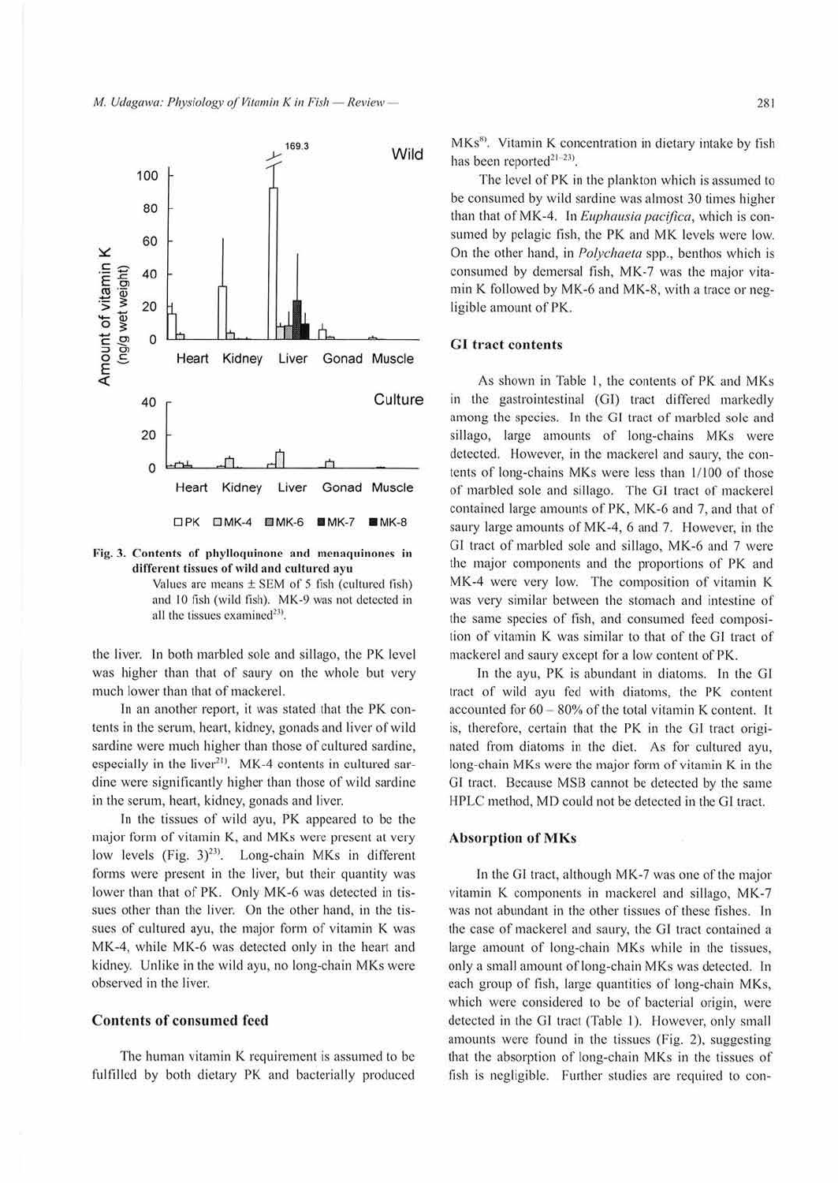Fig. 3. Contents of phylloquinone and menaquinones in different tissues of wild and cultured ayu

Values are means ± SEM of 5 fish (cultured fish) and 10 fish (wild fish). MK-9 was not detected in all the tissues examined[23].

the liver. In both marbled sole and sillago, the PK level was higher than that of saury on the whole but very much lower than that of mackerel.

In an another report, it was stated that the PK contents in the serum, heart, kidney, gonads and liver of wild sardine were much higher than those of cultured sardine, especially in the liver[21]. MK-4 contents in cultured sardine were significantly higher than those of wild sardine in the serum, heart, kidney, gonads and liver.

In the tissues of wild ayu, PK appeared to be the major form of vitamin K, and MKs were present at very low levels (Fig. 3)[23]. Long-chain MKs in different forms were present in the liver, but their quantity was lower than that of PK. Only MK-6 was detected in tissues other than the liver. On the other hand, in the tissues of cultured ayu, the major form of vitamin K was MK-4, while MK-6 was detected only in the heart and kidney. Unlike in the wild ayu, no long-chain MKs were observed in the liver.

## Contents of consumed feed

The human vitamin K requirement is assumed to be fulfilled by both dietary PK and bacterially produced MKs[8]. Vitamin K concentration in dietary intake by fish has been reported[21-23].

The level of PK in the plankton which is assumed to be consumed by wild sardine was almost 30 times higher than that of MK-4. In *Euphausia pacifica*, which is consumed by pelagic fish, the PK and MK levels were low. On the other hand, in *Polychaeta* spp., benthos which is consumed by demersal fish, MK-7 was the major vitamin K followed by MK-6 and MK-8, with a trace or negligible amount of PK.

## GI tract contents

As shown in Table 1, the contents of PK and MKs in the gastrointestinal (GI) tract differed markedly among the species. In the GI tract of marbled sole and sillago, large amounts of long-chains MKs were detected. However, in the mackerel and saury, the contents of long-chains MKs were less than 1/100 of those of marbled sole and sillago. The GI tract of mackerel contained large amounts of PK, MK-6 and 7, and that of saury large amounts of MK-4, 6 and 7. However, in the GI tract of marbled sole and sillago, MK-6 and 7 were the major components and the proportions of PK and MK-4 were very low. The composition of vitamin K was very similar between the stomach and intestine of the same species of fish, and consumed feed composition of vitamin K was similar to that of the GI tract of mackerel and saury except for a low content of PK.

In the ayu, PK is abundant in diatoms. In the GI tract of wild ayu fed with diatoms, the PK content accounted for 60 – 80% of the total vitamin K content. It is, therefore, certain that the PK in the GI tract originated from diatoms in the diet. As for cultured ayu, long-chain MKs were the major form of vitamin K in the GI tract. Because MSB cannot be detected by the same HPLC method, MD could not be detected in the GI tract.

## Absorption of MKs

In the GI tract, although MK-7 was one of the major vitamin K components in mackerel and sillago, MK-7 was not abundant in the other tissues of these fishes. In the case of mackerel and saury, the GI tract contained a large amount of long-chain MKs while in the tissues, only a small amount of long-chain MKs was detected. In each group of fish, large quantities of long-chain MKs, which were considered to be of bacterial origin, were detected in the GI tract (Table 1). However, only small amounts were found in the tissues (Fig. 2), suggesting that the absorption of long-chain MKs in the tissues of fish is negligible. Further studies are required to con-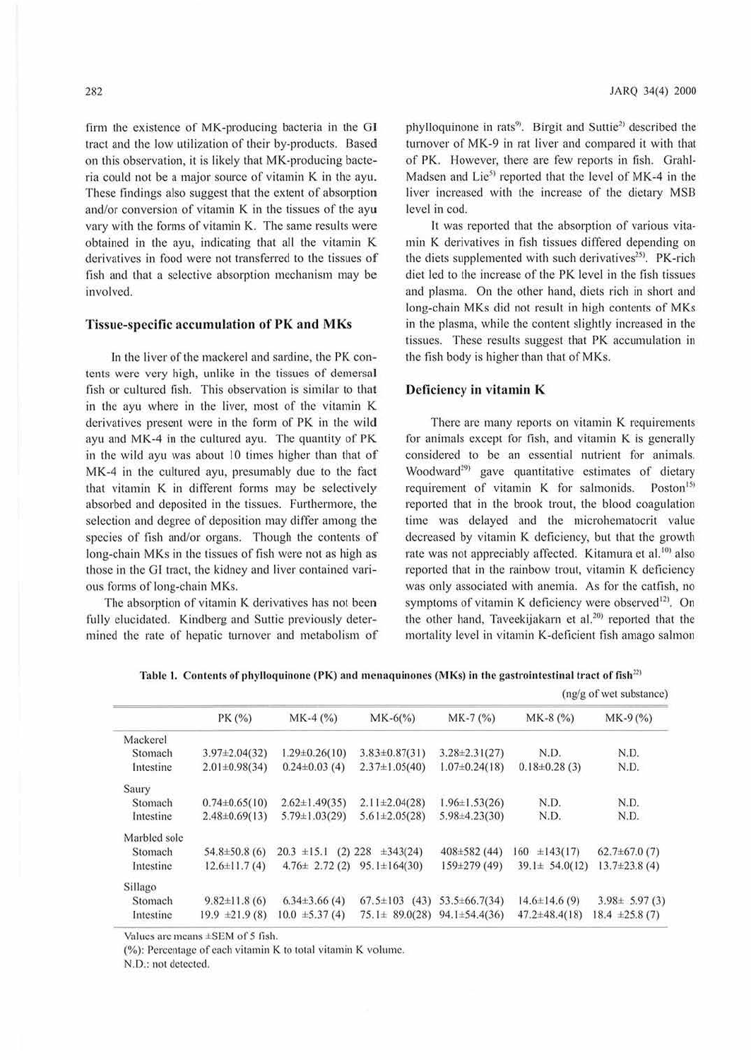firm the existence of MK-producing bacteria in the GI tract and the low utilization of their by-products. Based on this observation, it is likely that MK-producing bacteria could not be a major source of vitamin K in the ayu. These findings also suggest that the extent of absorption and/or conversion of vitamin K in the tissues of the ayu vary with the forms of vitamin K. The same results were obtained in the ayu, indicating that all the vitamin K derivatives in food were not transferred to the tissues of fish and that a selective absorption mechanism may be involved.

## Tissue-specific accumulation of PK and MKs

In the liver of the mackerel and sardine, the PK contents were very high, unlike in the tissues of demersal fish or cultured fish. This observation is similar to that in the ayu where in the liver, most of the vitamin K derivatives present were in the form of PK in the wild ayu and MK-4 in the cultured ayu. The quantity of PK in the wild ayu was about 10 times higher than that of MK-4 in the cultured ayu, presumably due to the fact that vitamin K in different forms may be selectively absorbed and deposited in the tissues. Furthermore, the selection and degree of deposition may differ among the species of fish and/or organs. Though the contents of long-chain MKs in the tissues of fish were not as high as those in the GI tract, the kidney and liver contained various forms of long-chain MKs.

The absorption of vitamin K derivatives has not been fully elucidated. Kindberg and Suttie previously determined the rate of hepatic turnover and metabolism of phylloquinone in rats[9]. Birgit and Suttie[2] described the turnover of MK-9 in rat liver and compared it with that of PK. However, there are few reports in fish. Grahl-Madsen and Lie[5] reported that the level of MK-4 in the liver increased with the increase of the dietary MSB level in cod.

It was reported that the absorption of various vitamin K derivatives in fish tissues differed depending on the diets supplemented with such derivatives[25]. PK-rich diet led to the increase of the PK level in the fish tissues and plasma. On the other hand, diets rich in short and long-chain MKs did not result in high contents of MKs in the plasma, while the content slightly increased in the tissues. These results suggest that PK accumulation in the fish body is higher than that of MKs.

## Deficiency in vitamin K

There are many reports on vitamin K requirements for animals except for fish, and vitamin K is generally considered to be an essential nutrient for animals. Woodward[29] gave quantitative estimates of dietary requirement of vitamin K for salmonids. Poston[15] reported that in the brook trout, the blood coagulation time was delayed and the microhematocrit value decreased by vitamin K deficiency, but that the growth rate was not appreciably affected. Kitamura et al.[10] also reported that in the rainbow trout, vitamin K deficiency was only associated with anemia. As for the catfish, no symptoms of vitamin K deficiency were observed[12]. On the other hand, Taveekijakarn et al.[20] reported that the mortality level in vitamin K-deficient fish amago salmon

**Table 1. Contents of phylloquinone (PK) and menaquinones (MKs) in the gastrointestinal tract of fish[22]**

(ng/g of wet substance)

| | PK (%) | MK-4 (%) | MK-6(%) | MK-7 (%) | MK-8 (%) | MK-9 (%) |
|---|---|---|---|---|---|---|
| Mackerel | | | | | | |
| Stomach | 3.97±2.04(32) | 1.29±0.26(10) | 3.83±0.87(31) | 3.28±2.31(27) | N.D. | N.D. |
| Intestine | 2.01±0.98(34) | 0.24±0.03 (4) | 2.37±1.05(40) | 1.07±0.24(18) | 0.18±0.28 (3) | N.D. |
| Saury | | | | | | |
| Stomach | 0.74±0.65(10) | 2.62±1.49(35) | 2.11±2.04(28) | 1.96±1.53(26) | N.D. | N.D. |
| Intestine | 2.48±0.69(13) | 5.79±1.03(29) | 5.61±2.05(28) | 5.98±4.23(30) | N.D. | N.D. |
| Marbled sole | | | | | | |
| Stomach | 54.8±50.8 (6) | 20.3 ±15.1 (2) | 228 ±343(24) | 408±582 (44) | 160 ±143(17) | 62.7±67.0 (7) |
| Intestine | 12.6±11.7 (4) | 4.76± 2.72 (2) | 95.1±164(30) | 159±279 (49) | 39.1± 54.0(12) | 13.7±23.8 (4) |
| Sillago | | | | | | |
| Stomach | 9.82±11.8 (6) | 6.34±3.66 (4) | 67.5±103 (43) | 53.5±66.7(34) | 14.6±14.6 (9) | 3.98± 5.97 (3) |
| Intestine | 19.9 ±21.9 (8) | 10.0 ±5.37 (4) | 75.1± 89.0(28) | 94.1±54.4(36) | 47.2±48.4(18) | 18.4 ±25.8 (7) |

Values are means ±SEM of 5 fish.
(%): Percentage of each vitamin K to total vitamin K volume.
N.D.: not detected.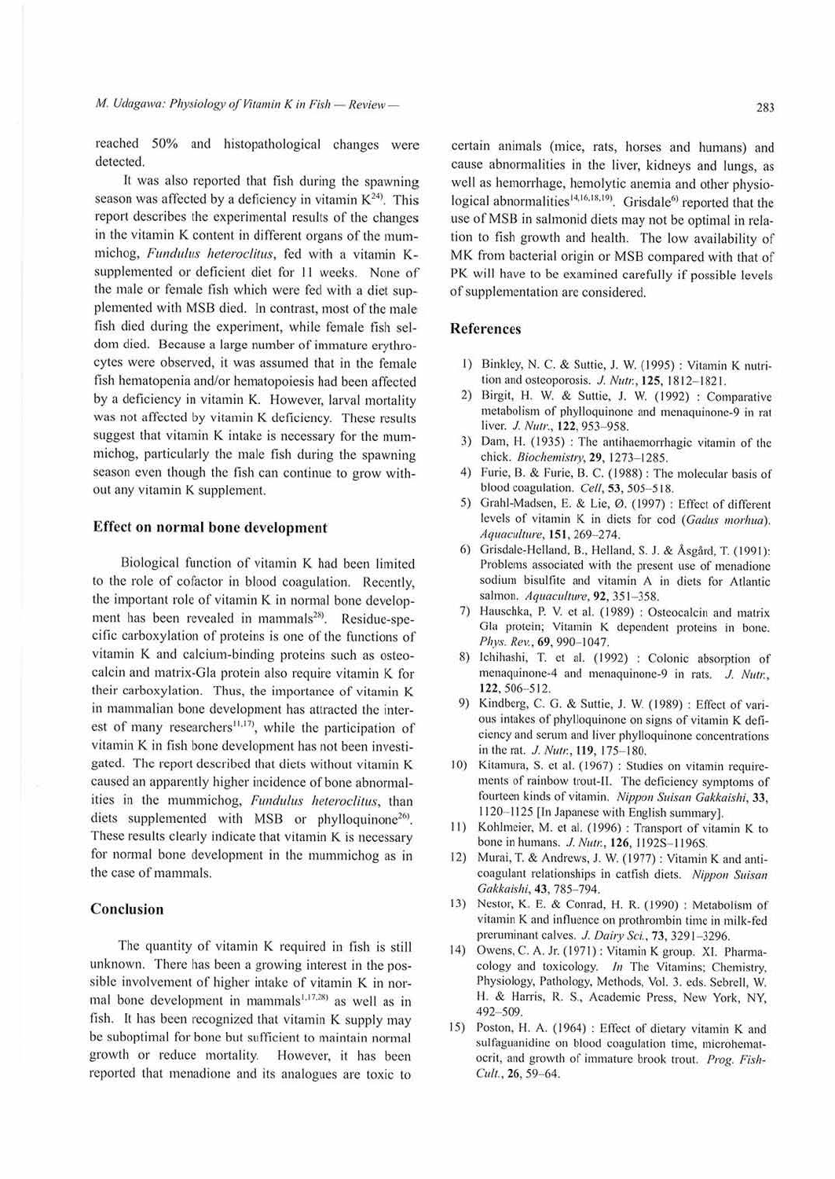reached 50% and histopathological changes were detected.

It was also reported that fish during the spawning season was affected by a deficiency in vitamin K[24]. This report describes the experimental results of the changes in the vitamin K content in different organs of the mummichog, *Fundulus heteroclitus*, fed with a vitamin K-supplemented or deficient diet for 11 weeks. None of the male or female fish which were fed with a diet supplemented with MSB died. In contrast, most of the male fish died during the experiment, while female fish seldom died. Because a large number of immature erythrocytes were observed, it was assumed that in the female fish hematopenia and/or hematopoiesis had been affected by a deficiency in vitamin K. However, larval mortality was not affected by vitamin K deficiency. These results suggest that vitamin K intake is necessary for the mummichog, particularly the male fish during the spawning season even though the fish can continue to grow without any vitamin K supplement.

## Effect on normal bone development

Biological function of vitamin K had been limited to the role of cofactor in blood coagulation. Recently, the important role of vitamin K in normal bone development has been revealed in mammals[28]. Residue-specific carboxylation of proteins is one of the functions of vitamin K and calcium-binding proteins such as osteocalcin and matrix-Gla protein also require vitamin K for their carboxylation. Thus, the importance of vitamin K in mammalian bone development has attracted the interest of many researchers[11,17], while the participation of vitamin K in fish bone development has not been investigated. The report described that diets without vitamin K caused an apparently higher incidence of bone abnormalities in the mummichog, *Fundulus heteroclitus*, than diets supplemented with MSB or phylloquinone[26]. These results clearly indicate that vitamin K is necessary for normal bone development in the mummichog as in the case of mammals.

## Conclusion

The quantity of vitamin K required in fish is still unknown. There has been a growing interest in the possible involvement of higher intake of vitamin K in normal bone development in mammals[1,17,28] as well as in fish. It has been recognized that vitamin K supply may be suboptimal for bone but sufficient to maintain normal growth or reduce mortality. However, it has been reported that menadione and its analogues are toxic to certain animals (mice, rats, horses and humans) and cause abnormalities in the liver, kidneys and lungs, as well as hemorrhage, hemolytic anemia and other physiological abnormalities[14,16,18,19]. Grisdale[6] reported that the use of MSB in salmonid diets may not be optimal in relation to fish growth and health. The low availability of MK from bacterial origin or MSB compared with that of PK will have to be examined carefully if possible levels of supplementation are considered.

## References

1) Binkley, N. C. & Suttie, J. W. (1995) : Vitamin K nutrition and osteoporosis. *J. Nutr.*, **125**, 1812–1821.
2) Birgit, H. W. & Suttie, J. W. (1992) : Comparative metabolism of phylloquinone and menaquinone-9 in rat liver. *J. Nutr.*, **122**, 953–958.
3) Dam, H. (1935) : The antihaemorrhagic vitamin of the chick. *Biochemistry*, **29**, 1273–1285.
4) Furie, B. & Furie, B. C. (1988) : The molecular basis of blood coagulation. *Cell*, **53**, 505–518.
5) Grahl-Madsen, E. & Lie, Ø. (1997) : Effect of different levels of vitamin K in diets for cod (*Gadus morhua*). *Aquaculture*, **151**, 269–274.
6) Grisdale-Helland, B., Helland, S. J. & Åsgård, T. (1991): Problems associated with the present use of menadione sodium bisulfite and vitamin A in diets for Atlantic salmon. *Aquaculture*, **92**, 351–358.
7) Hauschka, P. V. et al. (1989) : Osteocalcin and matrix Gla protein; Vitamin K dependent proteins in bone. *Phys. Rev.*, **69**, 990–1047.
8) Ichihashi, T. et al. (1992) : Colonic absorption of menaquinone-4 and menaquinone-9 in rats. *J. Nutr.*, **122**, 506–512.
9) Kindberg, C. G. & Suttie, J. W. (1989) : Effect of various intakes of phylloquinone on signs of vitamin K deficiency and serum and liver phylloquinone concentrations in the rat. *J. Nutr.*, **119**, 175–180.
10) Kitamura, S. et al. (1967) : Studies on vitamin requirements of rainbow trout-II. The deficiency symptoms of fourteen kinds of vitamin. *Nippon Suisan Gakkaishi*, **33**, 1120–1125 [In Japanese with English summary].
11) Kohlmeier, M. et al. (1996) : Transport of vitamin K to bone in humans. *J. Nutr.*, **126**, 1192S–1196S.
12) Murai, T. & Andrews, J. W. (1977) : Vitamin K and anticoagulant relationships in catfish diets. *Nippon Suisan Gakkaishi*, **43**, 785–794.
13) Nestor, K. E. & Conrad, H. R. (1990) : Metabolism of vitamin K and influence on prothrombin time in milk-fed preruminant calves. *J. Dairy Sci.*, **73**, 3291–3296.
14) Owens, C. A. Jr. (1971) : Vitamin K group. XI. Pharmacology and toxicology. *In* The Vitamins; Chemistry, Physiology, Pathology, Methods, Vol. 3. eds. Sebrell, W. H. & Harris, R. S., Academic Press, New York, NY, 492–509.
15) Poston, H. A. (1964) : Effect of dietary vitamin K and sulfaguanidine on blood coagulation time, microhematocrit, and growth of immature brook trout. *Prog. Fish-Cult.*, **26**, 59–64.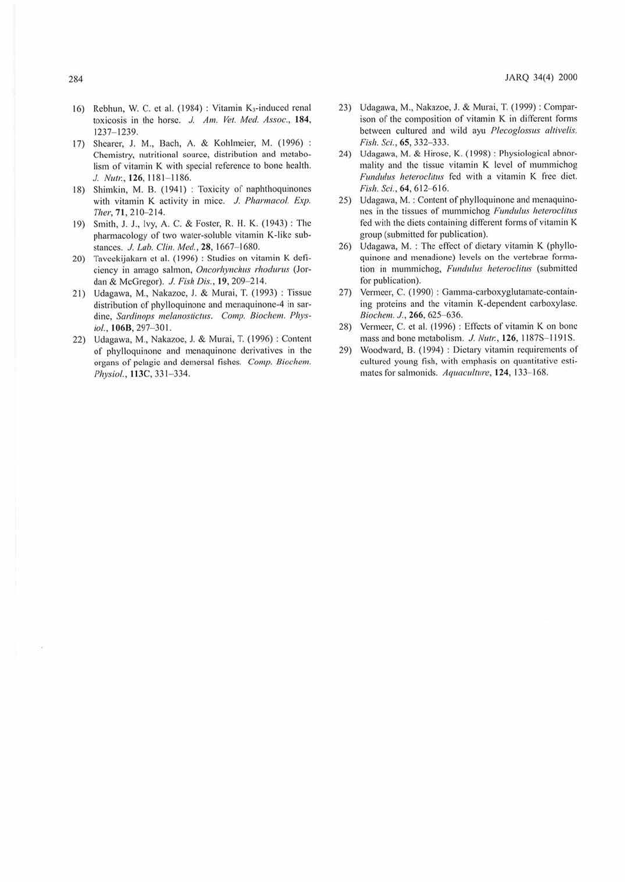16) Rebhun, W. C. et al. (1984) : Vitamin $K_3$-induced renal toxicosis in the horse. *J. Am. Vet. Med. Assoc.*, **184**, 1237–1239.

17) Shearer, J. M., Bach, A. & Kohlmeier, M. (1996) : Chemistry, nutritional source, distribution and metabolism of vitamin K with special reference to bone health. *J. Nutr.*, **126**, 1181–1186.

18) Shimkin, M. B. (1941) : Toxicity of naphthoquinones with vitamin K activity in mice. *J. Pharmacol. Exp. Ther.*, **71**, 210–214.

19) Smith, J. J., Ivy, A. C. & Foster, R. H. K. (1943) : The pharmacology of two water-soluble vitamin K-like substances. *J. Lab. Clin. Med.*, **28**, 1667–1680.

20) Taveekijakarn et al. (1996) : Studies on vitamin K deficiency in amago salmon, *Oncorhynchus rhodurus* (Jordan & McGregor). *J. Fish Dis.*, **19**, 209–214.

21) Udagawa, M., Nakazoe, J. & Murai, T. (1993) : Tissue distribution of phylloquinone and menaquinone-4 in sardine, *Sardinops melanostictus*. *Comp. Biochem. Physiol.*, **106B**, 297–301.

22) Udagawa, M., Nakazoe, J. & Murai, T. (1996) : Content of phylloquinone and menaquinone derivatives in the organs of pelagic and demersal fishes. *Comp. Biochem. Physiol.*, **113C**, 331–334.

23) Udagawa, M., Nakazoe, J. & Murai, T. (1999) : Comparison of the composition of vitamin K in different forms between cultured and wild ayu *Plecoglossus altivelis*. *Fish. Sci.*, **65**, 332–333.

24) Udagawa, M. & Hirose, K. (1998) : Physiological abnormality and the tissue vitamin K level of mummichog *Fundulus heteroclitus* fed with a vitamin K free diet. *Fish. Sci.*, **64**, 612–616.

25) Udagawa, M. : Content of phylloquinone and menaquinones in the tissues of mummichog *Fundulus heteroclitus* fed with the diets containing different forms of vitamin K group (submitted for publication).

26) Udagawa, M. : The effect of dietary vitamin K (phylloquinone and menadione) levels on the vertebrae formation in mummichog, *Fundulus heteroclitus* (submitted for publication).

27) Vermeer, C. (1990) : Gamma-carboxyglutamate-containing proteins and the vitamin K-dependent carboxylase. *Biochem. J.*, **266**, 625–636.

28) Vermeer, C. et al. (1996) : Effects of vitamin K on bone mass and bone metabolism. *J. Nutr.*, **126**, 1187S–1191S.

29) Woodward, B. (1994) : Dietary vitamin requirements of cultured young fish, with emphasis on quantitative estimates for salmonids. *Aquaculture*, **124**, 133–168.